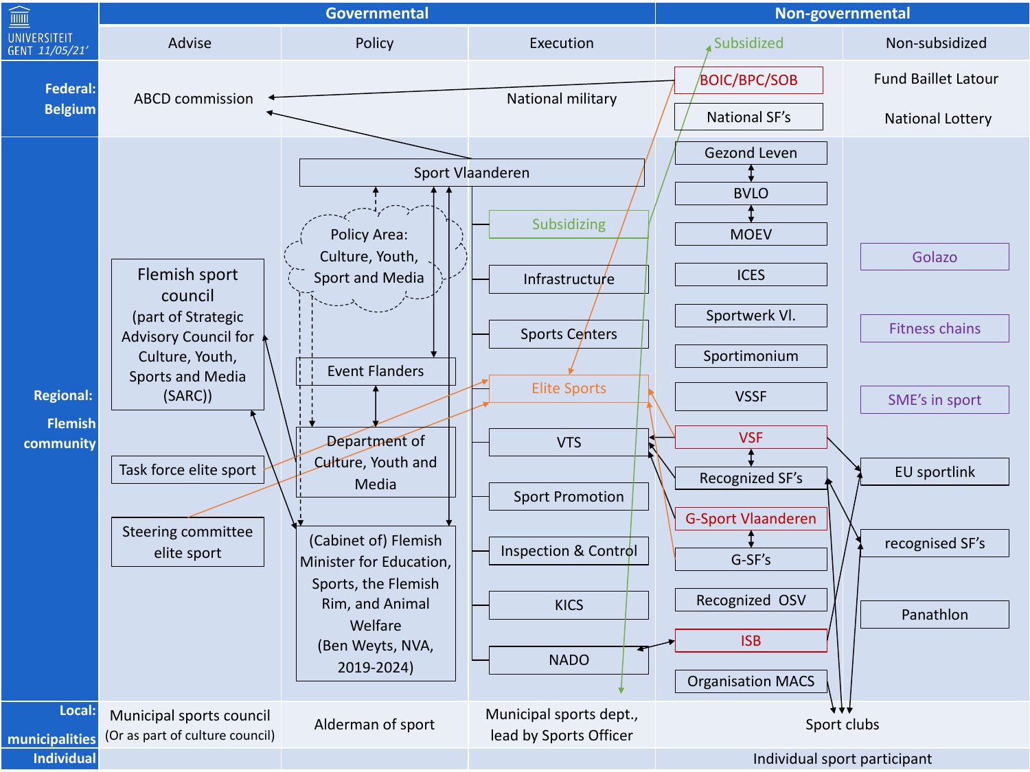| | Governmental | | | Non-governmental | |
|---|---|---|---|---|---|
| UNIVERSITEIT GENT *11/05/21'* | Advise | Policy | Execution | Subsidized | Non-subsidized |
| **Federal: Belgium** | ABCD commission | | National military | BOIC/BPC/SOB; National SF's | Fund Baillet Latour; National Lottery |
| **Regional: Flemish community** | Flemish sport council (part of Strategic Advisory Council for Culture, Youth, Sports and Media (SARC)); Task force elite sport; Steering committee elite sport | Sport Vlaanderen; Policy Area: Culture, Youth, Sport and Media; Event Flanders; Department of Culture, Youth and Media; (Cabinet of) Flemish Minister for Education, Sports, the Flemish Rim, and Animal Welfare (Ben Weyts, NVA, 2019-2024) | Subsidizing; Infrastructure; Sports Centers; Elite Sports; VTS; Sport Promotion; Inspection & Control; KICS; NADO | Gezond Leven; BVLO; MOEV; ICES; Sportwerk Vl.; Sportimonium; VSSF; VSF; Recognized SF's; G-Sport Vlaanderen; G-SF's; Recognized OSV; ISB; Organisation MACS | Golazo; Fitness chains; SME's in sport; EU sportlink; recognised SF's; Panathlon |
| **Local: municipalities** | Municipal sports council (Or as part of culture council) | Alderman of sport | Municipal sports dept., lead by Sports Officer | Sport clubs | |
| **Individual** | | | | Individual sport participant | |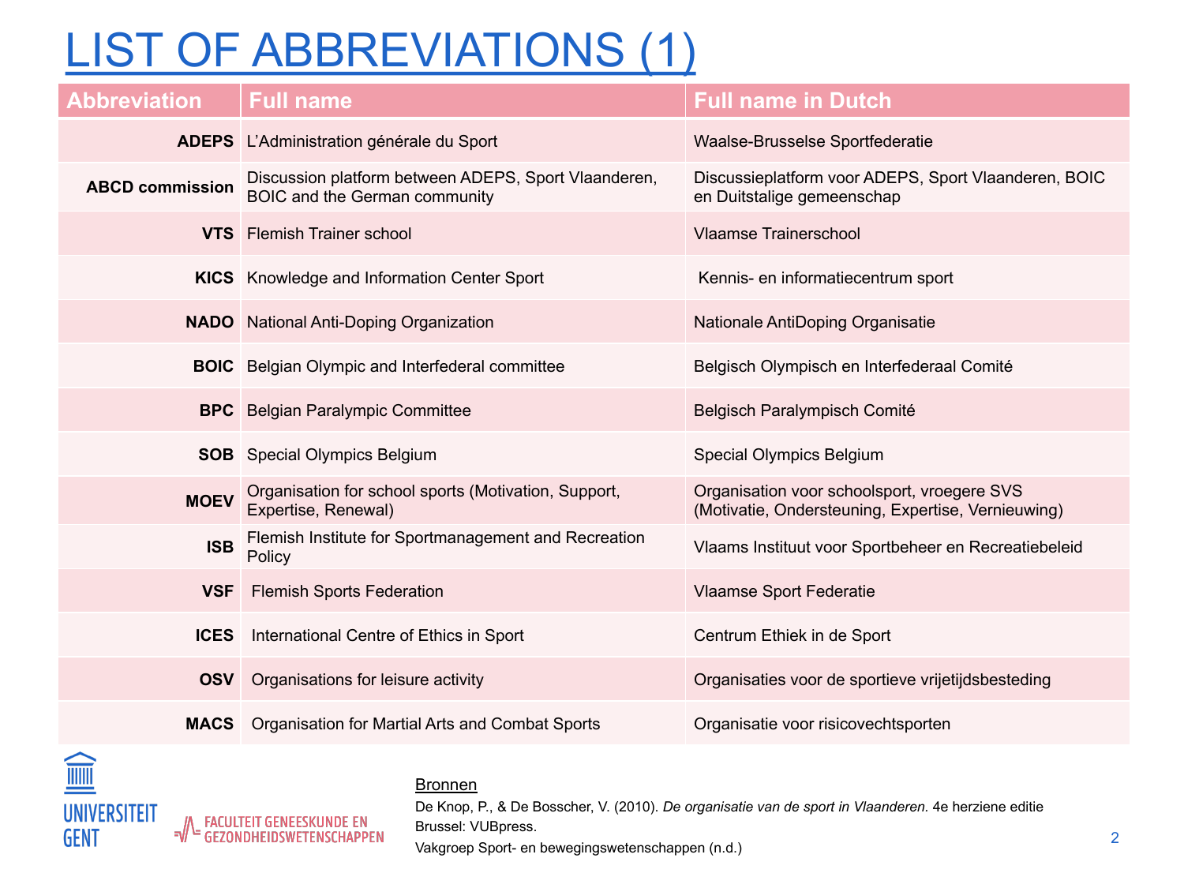# LIST OF ABBREVIATIONS (1)

| Abbreviation | Full name | Full name in Dutch |
|---|---|---|
| **ADEPS** | L'Administration générale du Sport | Waalse-Brusselse Sportfederatie |
| **ABCD commission** | Discussion platform between ADEPS, Sport Vlaanderen, BOIC and the German community | Discussieplatform voor ADEPS, Sport Vlaanderen, BOIC en Duitstalige gemeenschap |
| **VTS** | Flemish Trainer school | Vlaamse Trainerschool |
| **KICS** | Knowledge and Information Center Sport | Kennis- en informatiecentrum sport |
| **NADO** | National Anti-Doping Organization | Nationale AntiDoping Organisatie |
| **BOIC** | Belgian Olympic and Interfederal committee | Belgisch Olympisch en Interfederaal Comité |
| **BPC** | Belgian Paralympic Committee | Belgisch Paralympisch Comité |
| **SOB** | Special Olympics Belgium | Special Olympics Belgium |
| **MOEV** | Organisation for school sports (Motivation, Support, Expertise, Renewal) | Organisation voor schoolsport, vroegere SVS (Motivatie, Ondersteuning, Expertise, Vernieuwing) |
| **ISB** | Flemish Institute for Sportmanagement and Recreation Policy | Vlaams Instituut voor Sportbeheer en Recreatiebeleid |
| **VSF** | Flemish Sports Federation | Vlaamse Sport Federatie |
| **ICES** | International Centre of Ethics in Sport | Centrum Ethiek in de Sport |
| **OSV** | Organisations for leisure activity | Organisaties voor de sportieve vrijetijdsbesteding |
| **MACS** | Organisation for Martial Arts and Combat Sports | Organisatie voor risicovechtsporten |

UNIVERSITEIT GENT

FACULTEIT GENEESKUNDE EN GEZONDHEIDSWETENSCHAPPEN

Bronnen

De Knop, P., & De Bosscher, V. (2010). *De organisatie van de sport in Vlaanderen.* 4e herziene editie Brussel: VUBpress.

Vakgroep Sport- en bewegingswetenschappen (n.d.)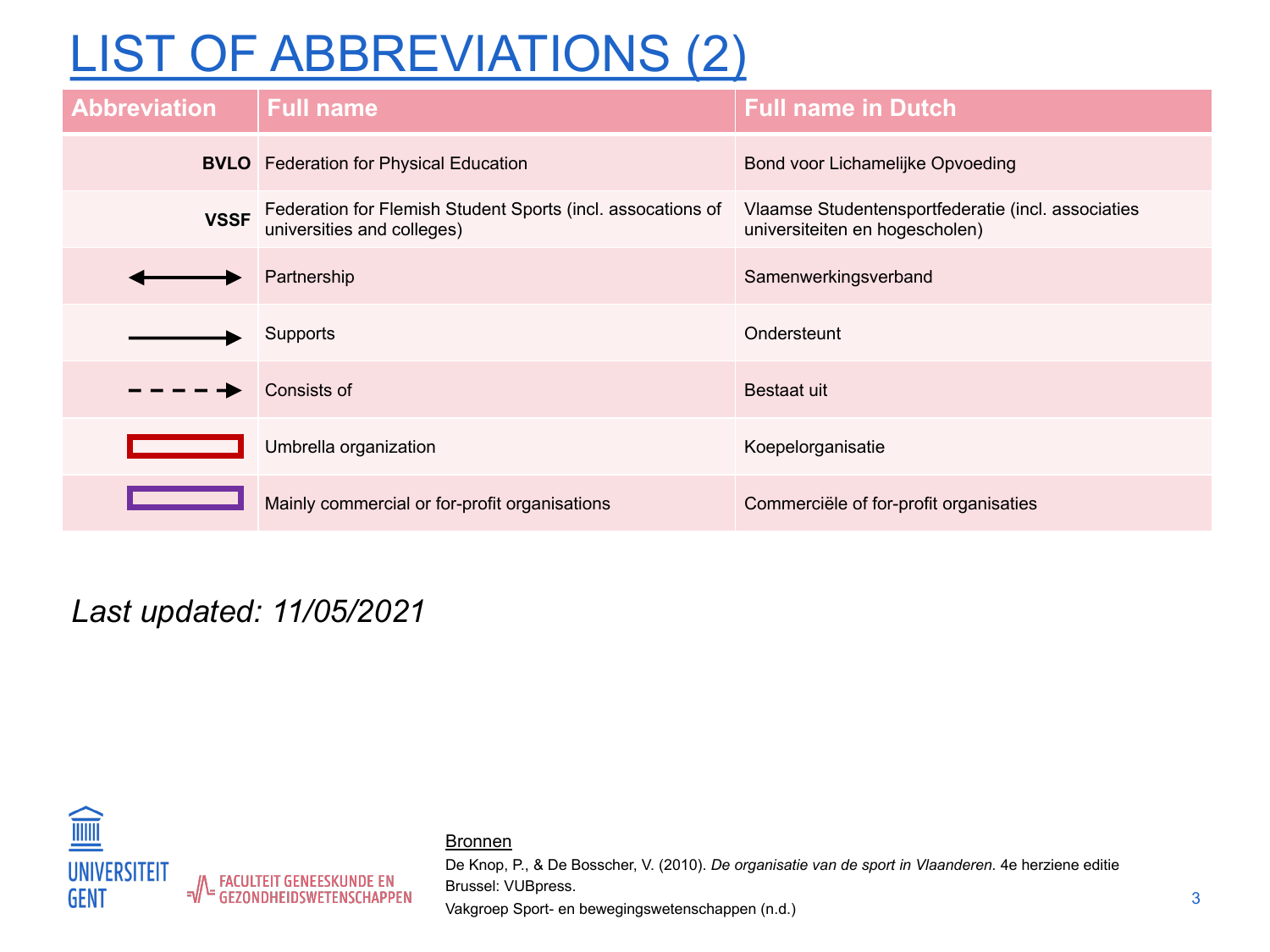# LIST OF ABBREVIATIONS (2)

| Abbreviation | Full name | Full name in Dutch |
|---|---|---|
| **BVLO** | Federation for Physical Education | Bond voor Lichamelijke Opvoeding |
| **VSSF** | Federation for Flemish Student Sports (incl. assocations of universities and colleges) | Vlaamse Studentensportfederatie (incl. associaties universiteiten en hogescholen) |
| ⟷ | Partnership | Samenwerkingsverband |
| ⟶ | Supports | Ondersteunt |
| - - - -➔ | Consists of | Bestaat uit |
| (red box) | Umbrella organization | Koepelorganisatie |
| (purple box) | Mainly commercial or for-profit organisations | Commerciële of for-profit organisaties |

*Last updated: 11/05/2021*

UNIVERSITEIT GENT

FACULTEIT GENEESKUNDE EN GEZONDHEIDSWETENSCHAPPEN

Bronnen

De Knop, P., & De Bosscher, V. (2010). *De organisatie van de sport in Vlaanderen.* 4e herziene editie Brussel: VUBpress.

Vakgroep Sport- en bewegingswetenschappen (n.d.)